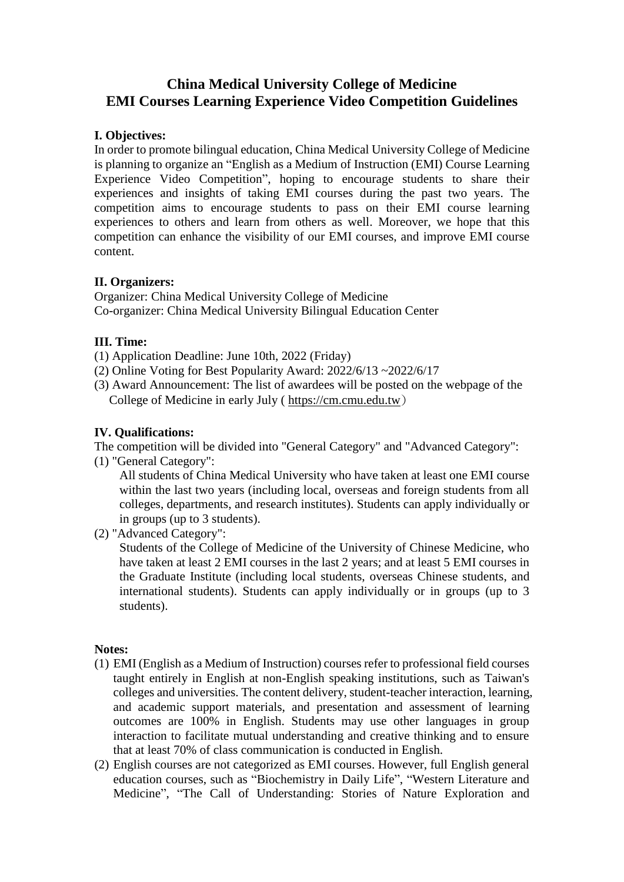# China Medical University College of Medicine
# EMI Courses Learning Experience Video Competition Guidelines

**I. Objectives:**

In order to promote bilingual education, China Medical University College of Medicine is planning to organize an "English as a Medium of Instruction (EMI) Course Learning Experience Video Competition", hoping to encourage students to share their experiences and insights of taking EMI courses during the past two years. The competition aims to encourage students to pass on their EMI course learning experiences to others and learn from others as well. Moreover, we hope that this competition can enhance the visibility of our EMI courses, and improve EMI course content.

**II. Organizers:**

Organizer: China Medical University College of Medicine
Co-organizer: China Medical University Bilingual Education Center

**III. Time:**

(1) Application Deadline: June 10th, 2022 (Friday)
(2) Online Voting for Best Popularity Award: 2022/6/13 ~2022/6/17
(3) Award Announcement: The list of awardees will be posted on the webpage of the College of Medicine in early July ( https://cm.cmu.edu.tw）

**IV. Qualifications:**

The competition will be divided into "General Category" and "Advanced Category":

(1) "General Category":
All students of China Medical University who have taken at least one EMI course within the last two years (including local, overseas and foreign students from all colleges, departments, and research institutes). Students can apply individually or in groups (up to 3 students).

(2) "Advanced Category":
Students of the College of Medicine of the University of Chinese Medicine, who have taken at least 2 EMI courses in the last 2 years; and at least 5 EMI courses in the Graduate Institute (including local students, overseas Chinese students, and international students). Students can apply individually or in groups (up to 3 students).

**Notes:**

(1) EMI (English as a Medium of Instruction) courses refer to professional field courses taught entirely in English at non-English speaking institutions, such as Taiwan's colleges and universities. The content delivery, student-teacher interaction, learning, and academic support materials, and presentation and assessment of learning outcomes are 100% in English. Students may use other languages in group interaction to facilitate mutual understanding and creative thinking and to ensure that at least 70% of class communication is conducted in English.

(2) English courses are not categorized as EMI courses. However, full English general education courses, such as "Biochemistry in Daily Life", "Western Literature and Medicine", "The Call of Understanding: Stories of Nature Exploration and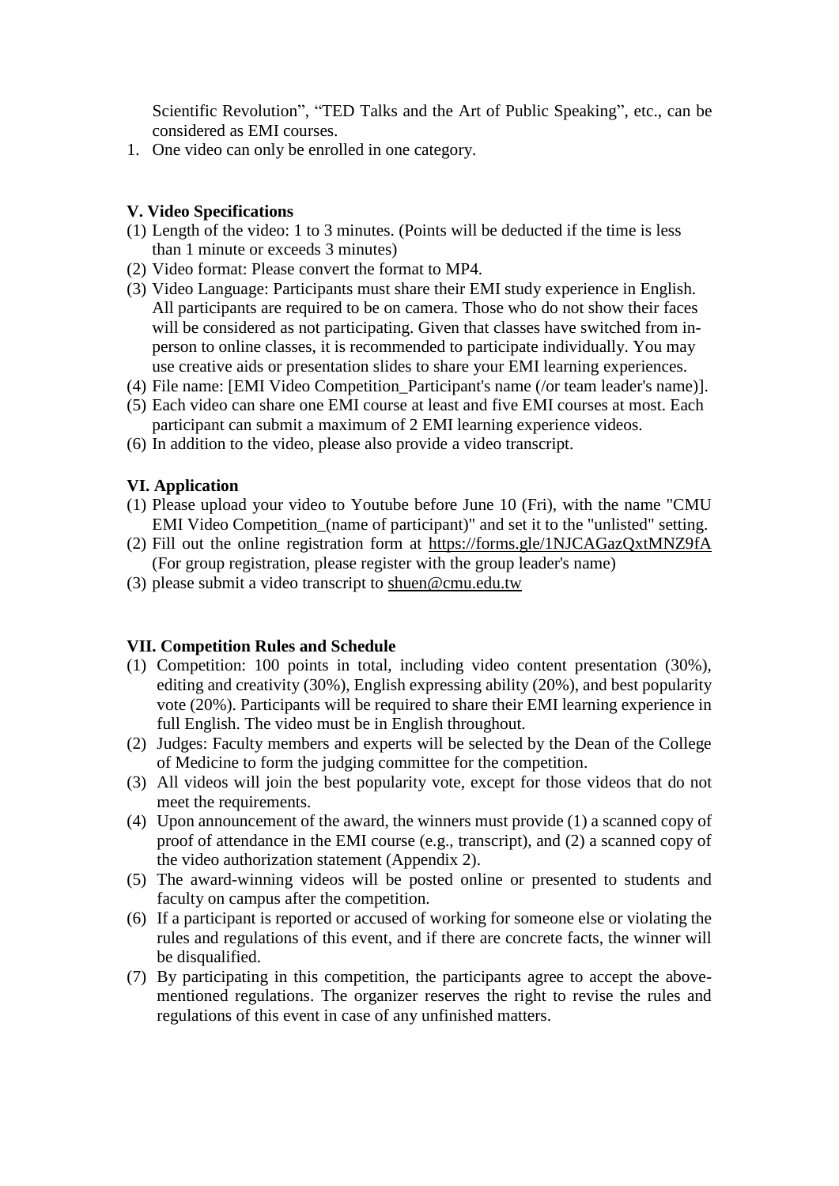Scientific Revolution", "TED Talks and the Art of Public Speaking", etc., can be considered as EMI courses.

1. One video can only be enrolled in one category.

### V. Video Specifications

(1) Length of the video: 1 to 3 minutes. (Points will be deducted if the time is less than 1 minute or exceeds 3 minutes)

(2) Video format: Please convert the format to MP4.

(3) Video Language: Participants must share their EMI study experience in English. All participants are required to be on camera. Those who do not show their faces will be considered as not participating. Given that classes have switched from in-person to online classes, it is recommended to participate individually. You may use creative aids or presentation slides to share your EMI learning experiences.

(4) File name: [EMI Video Competition_Participant's name (/or team leader's name)].

(5) Each video can share one EMI course at least and five EMI courses at most. Each participant can submit a maximum of 2 EMI learning experience videos.

(6) In addition to the video, please also provide a video transcript.

### VI. Application

(1) Please upload your video to Youtube before June 10 (Fri), with the name "CMU EMI Video Competition_(name of participant)" and set it to the "unlisted" setting.

(2) Fill out the online registration form at https://forms.gle/1NJCAGazQxtMNZ9fA (For group registration, please register with the group leader's name)

(3) please submit a video transcript to shuen@cmu.edu.tw

### VII. Competition Rules and Schedule

(1) Competition: 100 points in total, including video content presentation (30%), editing and creativity (30%), English expressing ability (20%), and best popularity vote (20%). Participants will be required to share their EMI learning experience in full English. The video must be in English throughout.

(2) Judges: Faculty members and experts will be selected by the Dean of the College of Medicine to form the judging committee for the competition.

(3) All videos will join the best popularity vote, except for those videos that do not meet the requirements.

(4) Upon announcement of the award, the winners must provide (1) a scanned copy of proof of attendance in the EMI course (e.g., transcript), and (2) a scanned copy of the video authorization statement (Appendix 2).

(5) The award-winning videos will be posted online or presented to students and faculty on campus after the competition.

(6) If a participant is reported or accused of working for someone else or violating the rules and regulations of this event, and if there are concrete facts, the winner will be disqualified.

(7) By participating in this competition, the participants agree to accept the above-mentioned regulations. The organizer reserves the right to revise the rules and regulations of this event in case of any unfinished matters.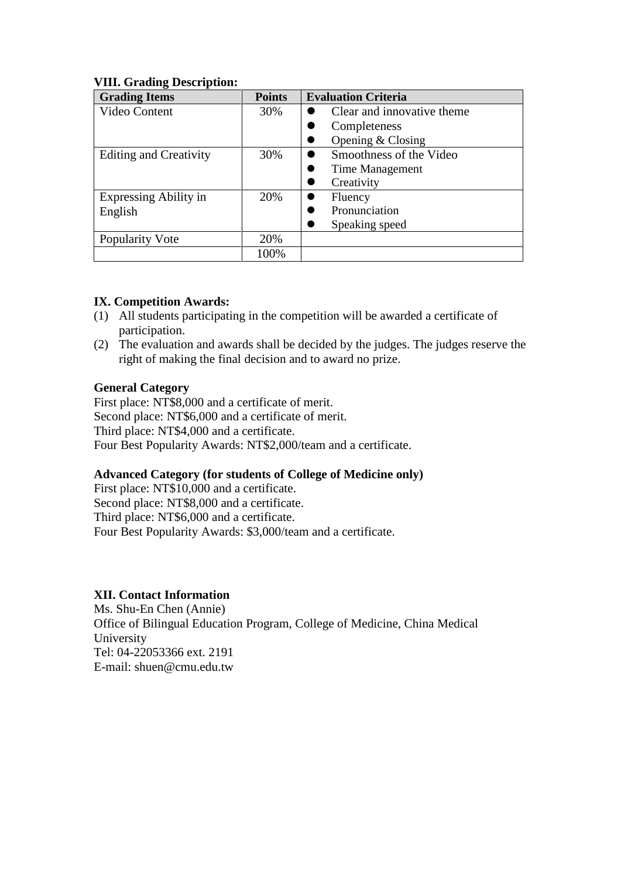**VIII. Grading Description:**

| Grading Items | Points | Evaluation Criteria |
|---|---|---|
| Video Content | 30% | ● Clear and innovative theme<br>● Completeness<br>● Opening & Closing |
| Editing and Creativity | 30% | ● Smoothness of the Video<br>● Time Management<br>● Creativity |
| Expressing Ability in English | 20% | ● Fluency<br>● Pronunciation<br>● Speaking speed |
| Popularity Vote | 20% | |
| | 100% | |

**IX. Competition Awards:**

(1) All students participating in the competition will be awarded a certificate of participation.
(2) The evaluation and awards shall be decided by the judges. The judges reserve the right of making the final decision and to award no prize.

**General Category**

First place: NT$8,000 and a certificate of merit.
Second place: NT$6,000 and a certificate of merit.
Third place: NT$4,000 and a certificate.
Four Best Popularity Awards: NT$2,000/team and a certificate.

**Advanced Category (for students of College of Medicine only)**

First place: NT$10,000 and a certificate.
Second place: NT$8,000 and a certificate.
Third place: NT$6,000 and a certificate.
Four Best Popularity Awards: $3,000/team and a certificate.

**XII. Contact Information**

Ms. Shu-En Chen (Annie)
Office of Bilingual Education Program, College of Medicine, China Medical University
Tel: 04-22053366 ext. 2191
E-mail: shuen@cmu.edu.tw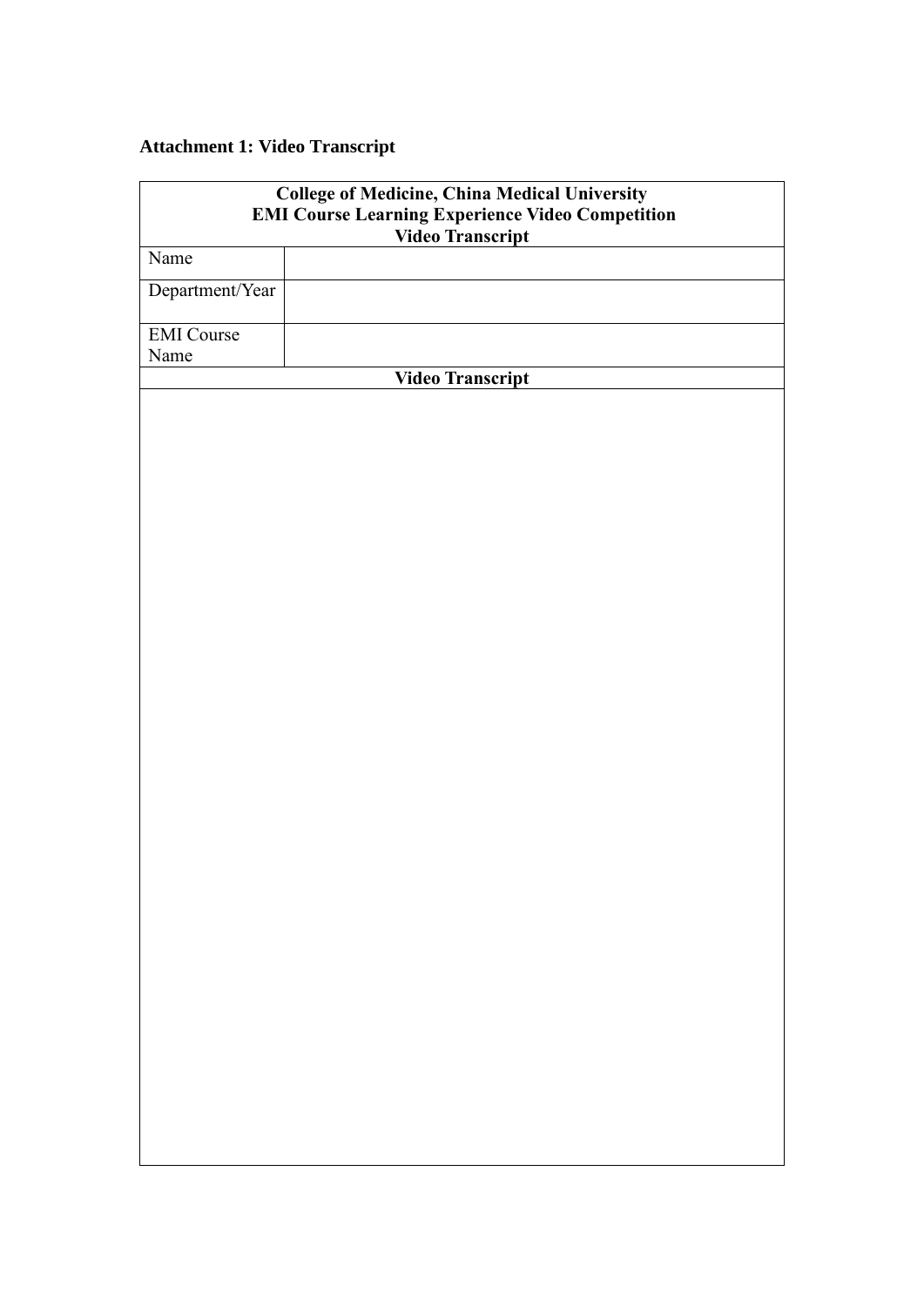**Attachment 1: Video Transcript**

| College of Medicine, China Medical University<br>EMI Course Learning Experience Video Competition<br>Video Transcript | |
|---|---|
| Name | |
| Department/Year | |
| EMI Course Name | |
| **Video Transcript** | |
| | |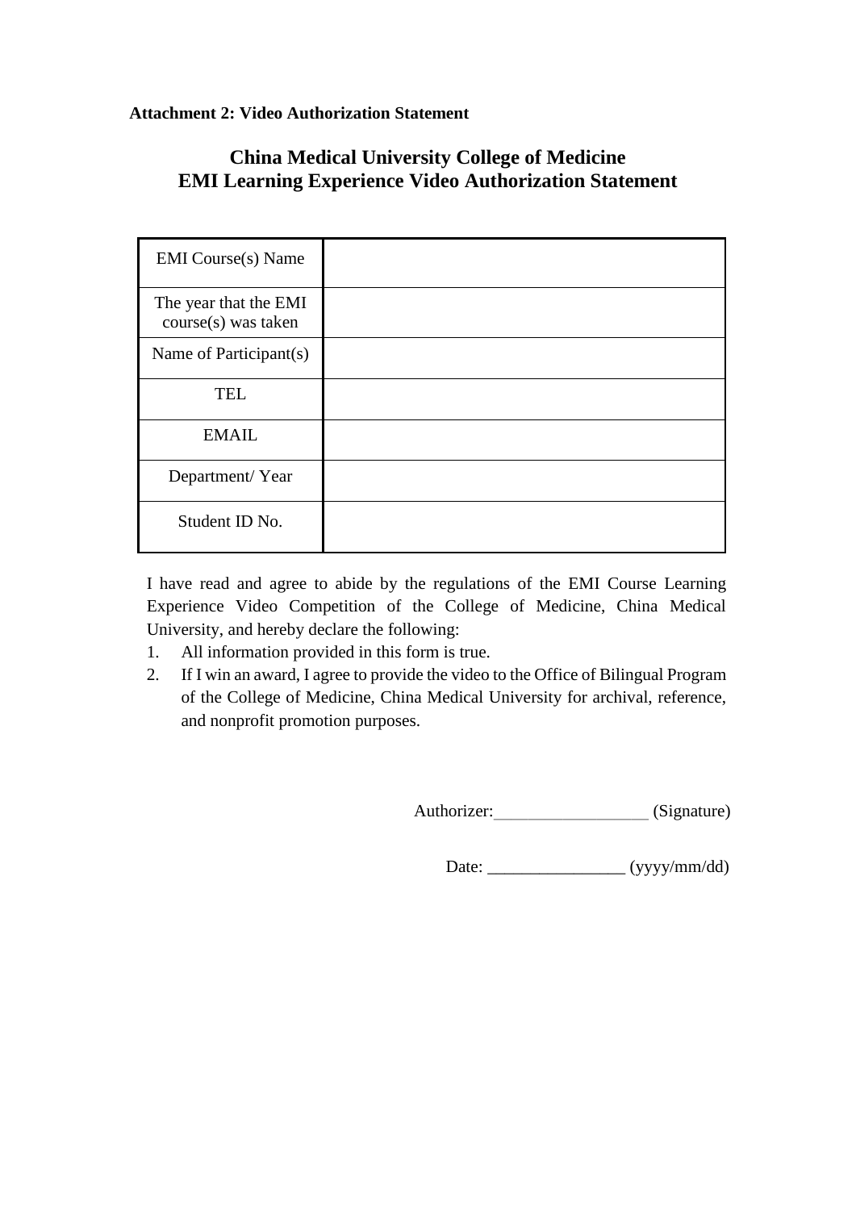**Attachment 2: Video Authorization Statement**

# China Medical University College of Medicine
# EMI Learning Experience Video Authorization Statement

| | |
|---|---|
| EMI Course(s) Name | |
| The year that the EMI course(s) was taken | |
| Name of Participant(s) | |
| TEL | |
| EMAIL | |
| Department/ Year | |
| Student ID No. | |

I have read and agree to abide by the regulations of the EMI Course Learning Experience Video Competition of the College of Medicine, China Medical University, and hereby declare the following:

1. All information provided in this form is true.
2. If I win an award, I agree to provide the video to the Office of Bilingual Program of the College of Medicine, China Medical University for archival, reference, and nonprofit promotion purposes.

Authorizer:__________________ (Signature)

Date: ________________ (yyyy/mm/dd)